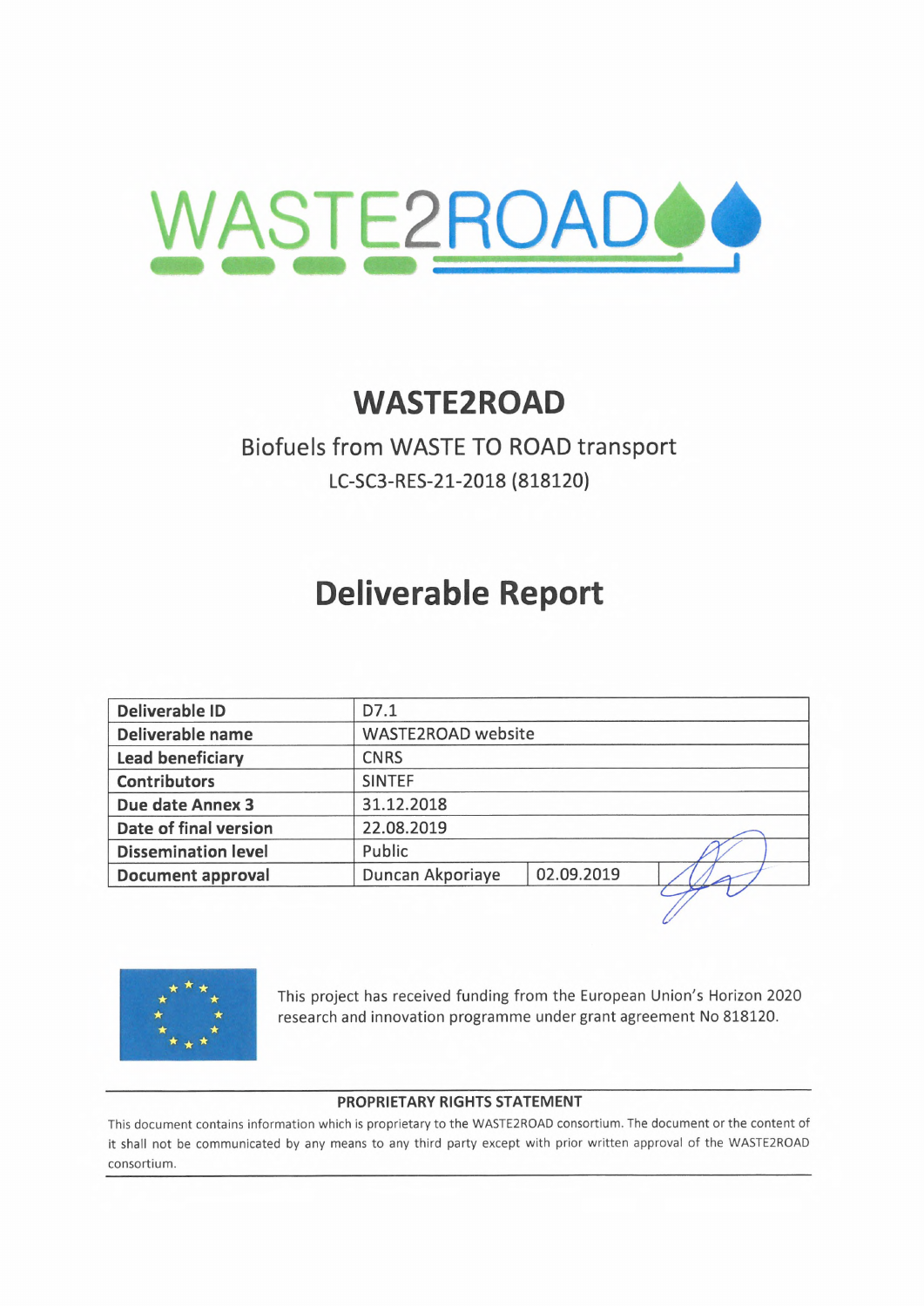# WASTE2ROAD

## Biofuels from WASTE TO ROAD transport

LC-SC3-RES-21-2018 (818120)

# Deliverable Report

| **Deliverable ID** | D7.1 | | |
|---|---|---|---|
| **Deliverable name** | WASTE2ROAD website | | |
| **Lead beneficiary** | CNRS | | |
| **Contributors** | SINTEF | | |
| **Due date Annex 3** | 31.12.2018 | | |
| **Date of final version** | 22.08.2019 | | |
| **Dissemination level** | Public | | |
| **Document approval** | Duncan Akporiaye | 02.09.2019 | |

This project has received funding from the European Union's Horizon 2020 research and innovation programme under grant agreement No 818120.

**PROPRIETARY RIGHTS STATEMENT**

This document contains information which is proprietary to the WASTE2ROAD consortium. The document or the content of it shall not be communicated by any means to any third party except with prior written approval of the WASTE2ROAD consortium.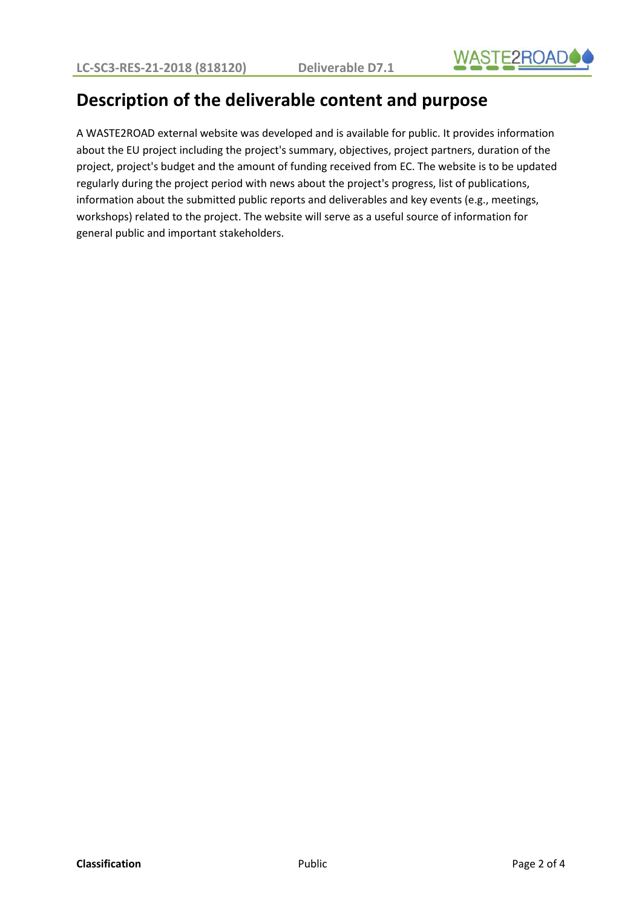# Description of the deliverable content and purpose

A WASTE2ROAD external website was developed and is available for public. It provides information about the EU project including the project's summary, objectives, project partners, duration of the project, project's budget and the amount of funding received from EC. The website is to be updated regularly during the project period with news about the project's progress, list of publications, information about the submitted public reports and deliverables and key events (e.g., meetings, workshops) related to the project. The website will serve as a useful source of information for general public and important stakeholders.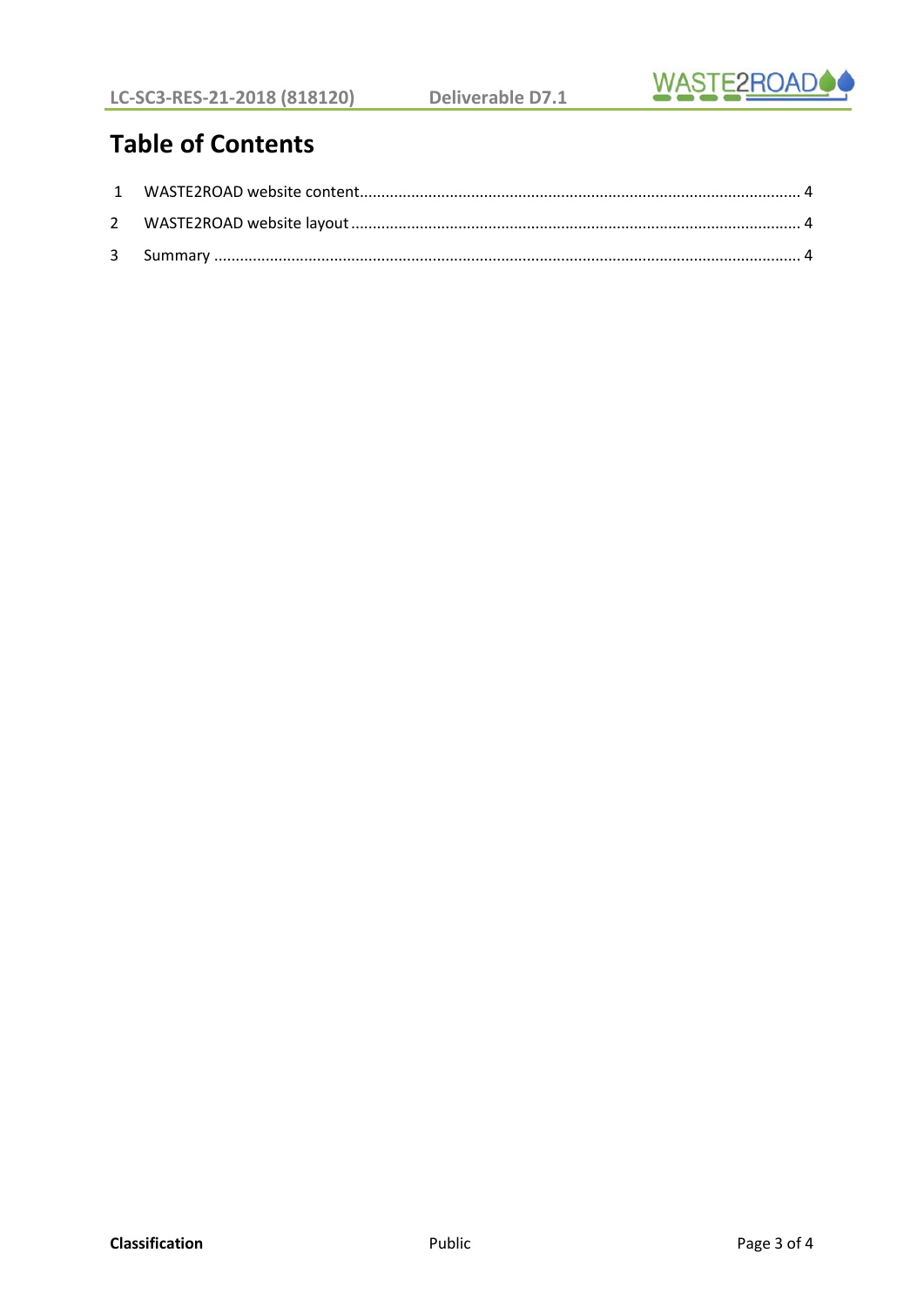# Table of Contents

1 WASTE2ROAD website content ..... 4

2 WASTE2ROAD website layout ..... 4

3 Summary ..... 4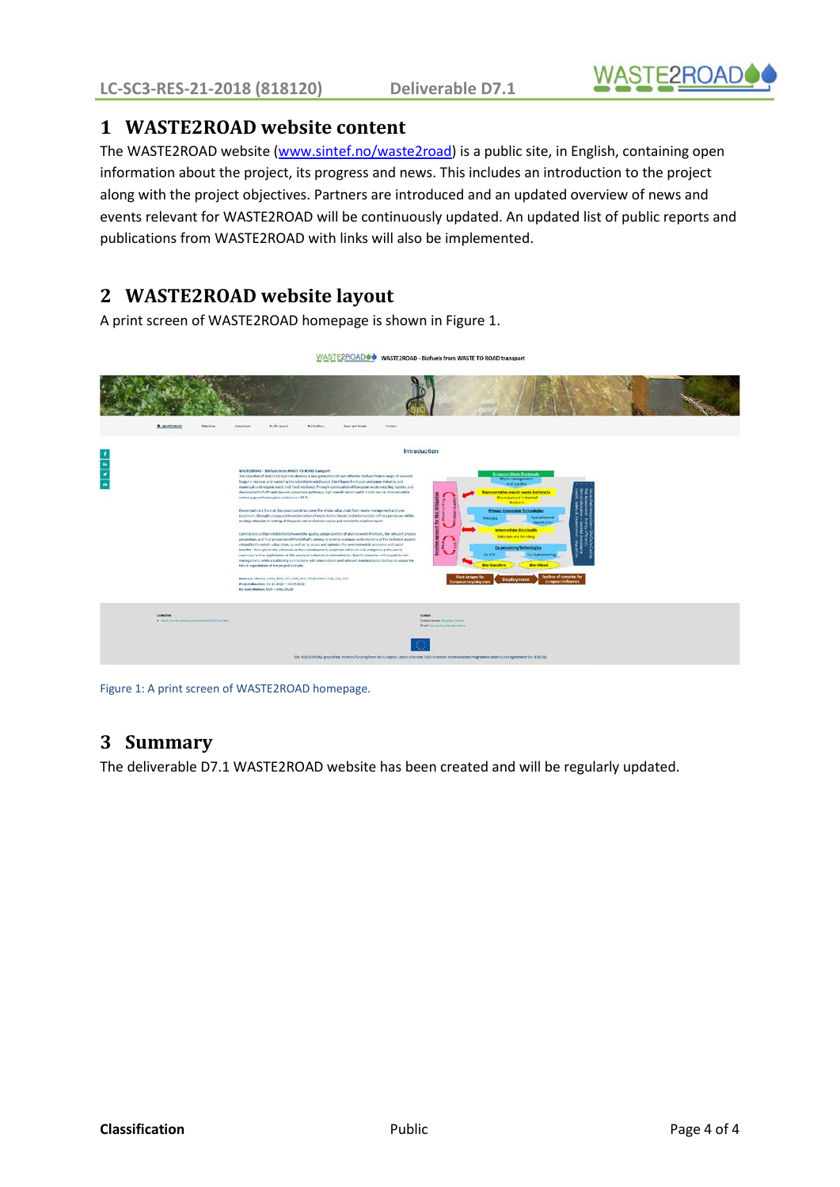# 1 WASTE2ROAD website content

The WASTE2ROAD website (www.sintef.no/waste2road) is a public site, in English, containing open information about the project, its progress and news. This includes an introduction to the project along with the project objectives. Partners are introduced and an updated overview of news and events relevant for WASTE2ROAD will be continuously updated. An updated list of public reports and publications from WASTE2ROAD with links will also be implemented.

# 2 WASTE2ROAD website layout

A print screen of WASTE2ROAD homepage is shown in Figure 1.

Figure 1: A print screen of WASTE2ROAD homepage.

# 3 Summary

The deliverable D7.1 WASTE2ROAD website has been created and will be regularly updated.